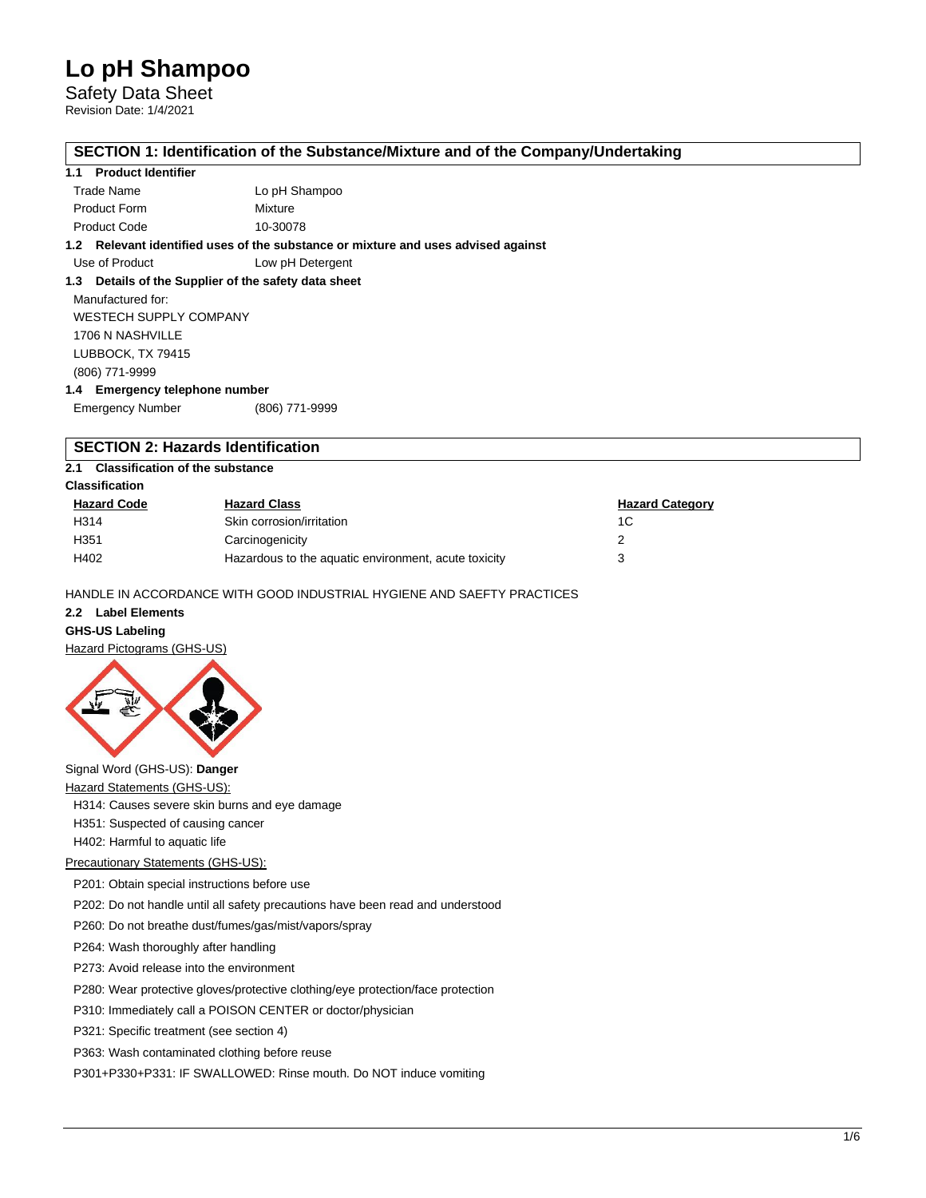# Lo pH Shampoo

Safety Data Sheet

Revision Date: 1/4/2021

## SECTION 1: Identification of the Substance/Mixture and of the Company/Undertaking

### 1.1 Product Identifier

| | |
|---|---|
| Trade Name | Lo pH Shampoo |
| Product Form | Mixture |
| Product Code | 10-30078 |

### 1.2 Relevant identified uses of the substance or mixture and uses advised against

| | |
|---|---|
| Use of Product | Low pH Detergent |

### 1.3 Details of the Supplier of the safety data sheet

Manufactured for:

WESTECH SUPPLY COMPANY

1706 N NASHVILLE

LUBBOCK, TX 79415

(806) 771-9999

### 1.4 Emergency telephone number

| | |
|---|---|
| Emergency Number | (806) 771-9999 |

## SECTION 2: Hazards Identification

### 2.1 Classification of the substance

**Classification**

| Hazard Code | Hazard Class | Hazard Category |
|---|---|---|
| H314 | Skin corrosion/irritation | 1C |
| H351 | Carcinogenicity | 2 |
| H402 | Hazardous to the aquatic environment, acute toxicity | 3 |

HANDLE IN ACCORDANCE WITH GOOD INDUSTRIAL HYGIENE AND SAEFTY PRACTICES

### 2.2 Label Elements

**GHS-US Labeling**

Hazard Pictograms (GHS-US)

Signal Word (GHS-US): **Danger**

Hazard Statements (GHS-US):

H314: Causes severe skin burns and eye damage

H351: Suspected of causing cancer

H402: Harmful to aquatic life

Precautionary Statements (GHS-US):

P201: Obtain special instructions before use

P202: Do not handle until all safety precautions have been read and understood

P260: Do not breathe dust/fumes/gas/mist/vapors/spray

P264: Wash thoroughly after handling

P273: Avoid release into the environment

P280: Wear protective gloves/protective clothing/eye protection/face protection

P310: Immediately call a POISON CENTER or doctor/physician

P321: Specific treatment (see section 4)

P363: Wash contaminated clothing before reuse

P301+P330+P331: IF SWALLOWED: Rinse mouth. Do NOT induce vomiting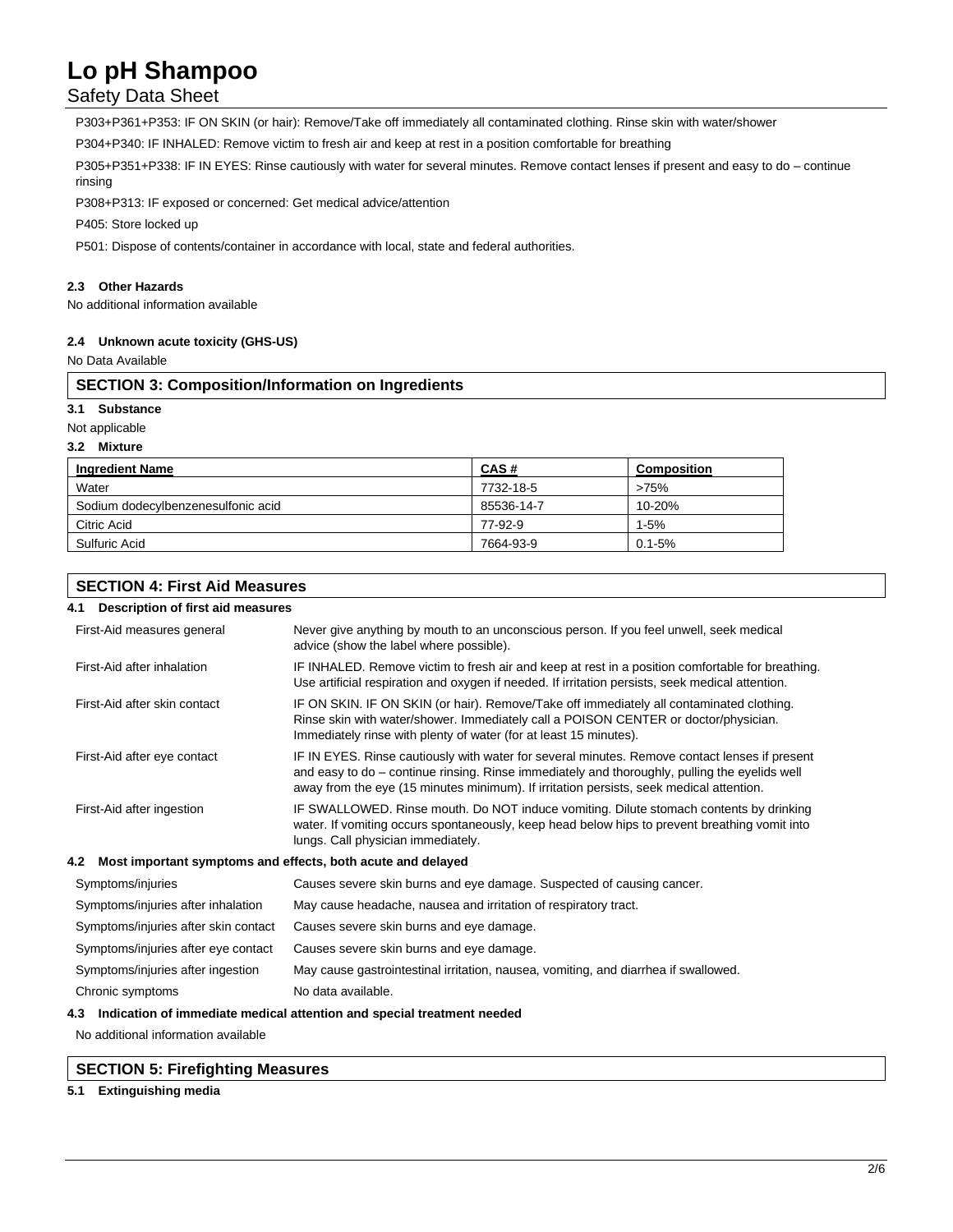P303+P361+P353: IF ON SKIN (or hair): Remove/Take off immediately all contaminated clothing. Rinse skin with water/shower

P304+P340: IF INHALED: Remove victim to fresh air and keep at rest in a position comfortable for breathing

P305+P351+P338: IF IN EYES: Rinse cautiously with water for several minutes. Remove contact lenses if present and easy to do – continue rinsing

P308+P313: IF exposed or concerned: Get medical advice/attention

P405: Store locked up

P501: Dispose of contents/container in accordance with local, state and federal authorities.

#### 2.3 Other Hazards

No additional information available

#### 2.4 Unknown acute toxicity (GHS-US)

No Data Available

## SECTION 3: Composition/Information on Ingredients

#### 3.1 Substance

Not applicable

#### 3.2 Mixture

| Ingredient Name | CAS # | Composition |
|---|---|---|
| Water | 7732-18-5 | >75% |
| Sodium dodecylbenzenesulfonic acid | 85536-14-7 | 10-20% |
| Citric Acid | 77-92-9 | 1-5% |
| Sulfuric Acid | 7664-93-9 | 0.1-5% |

## SECTION 4: First Aid Measures

#### 4.1 Description of first aid measures

| | |
|---|---|
| First-Aid measures general | Never give anything by mouth to an unconscious person. If you feel unwell, seek medical advice (show the label where possible). |
| First-Aid after inhalation | IF INHALED. Remove victim to fresh air and keep at rest in a position comfortable for breathing. Use artificial respiration and oxygen if needed. If irritation persists, seek medical attention. |
| First-Aid after skin contact | IF ON SKIN. IF ON SKIN (or hair). Remove/Take off immediately all contaminated clothing. Rinse skin with water/shower. Immediately call a POISON CENTER or doctor/physician. Immediately rinse with plenty of water (for at least 15 minutes). |
| First-Aid after eye contact | IF IN EYES. Rinse cautiously with water for several minutes. Remove contact lenses if present and easy to do – continue rinsing. Rinse immediately and thoroughly, pulling the eyelids well away from the eye (15 minutes minimum). If irritation persists, seek medical attention. |
| First-Aid after ingestion | IF SWALLOWED. Rinse mouth. Do NOT induce vomiting. Dilute stomach contents by drinking water. If vomiting occurs spontaneously, keep head below hips to prevent breathing vomit into lungs. Call physician immediately. |

#### 4.2 Most important symptoms and effects, both acute and delayed

| | |
|---|---|
| Symptoms/injuries | Causes severe skin burns and eye damage. Suspected of causing cancer. |
| Symptoms/injuries after inhalation | May cause headache, nausea and irritation of respiratory tract. |
| Symptoms/injuries after skin contact | Causes severe skin burns and eye damage. |
| Symptoms/injuries after eye contact | Causes severe skin burns and eye damage. |
| Symptoms/injuries after ingestion | May cause gastrointestinal irritation, nausea, vomiting, and diarrhea if swallowed. |
| Chronic symptoms | No data available. |

#### 4.3 Indication of immediate medical attention and special treatment needed

No additional information available

## SECTION 5: Firefighting Measures

#### 5.1 Extinguishing media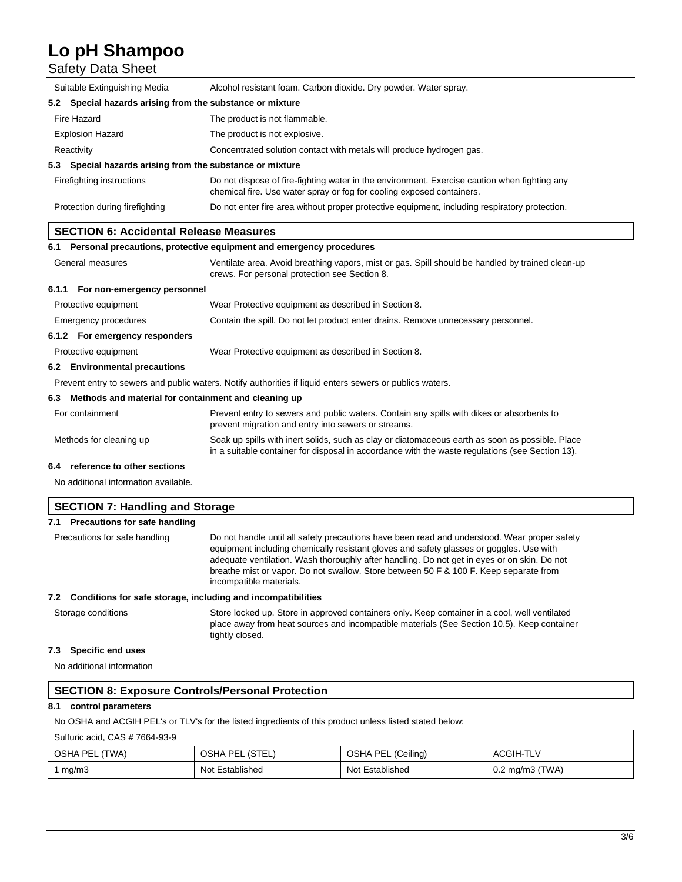| | |
|---|---|
| Suitable Extinguishing Media | Alcohol resistant foam. Carbon dioxide. Dry powder. Water spray. |

**5.2 Special hazards arising from the substance or mixture**

| | |
|---|---|
| Fire Hazard | The product is not flammable. |
| Explosion Hazard | The product is not explosive. |
| Reactivity | Concentrated solution contact with metals will produce hydrogen gas. |

**5.3 Special hazards arising from the substance or mixture**

| | |
|---|---|
| Firefighting instructions | Do not dispose of fire-fighting water in the environment. Exercise caution when fighting any chemical fire. Use water spray or fog for cooling exposed containers. |
| Protection during firefighting | Do not enter fire area without proper protective equipment, including respiratory protection. |

## SECTION 6: Accidental Release Measures

**6.1 Personal precautions, protective equipment and emergency procedures**

| | |
|---|---|
| General measures | Ventilate area. Avoid breathing vapors, mist or gas. Spill should be handled by trained clean-up crews. For personal protection see Section 8. |

**6.1.1 For non-emergency personnel**

| | |
|---|---|
| Protective equipment | Wear Protective equipment as described in Section 8. |
| Emergency procedures | Contain the spill. Do not let product enter drains. Remove unnecessary personnel. |

**6.1.2 For emergency responders**

| | |
|---|---|
| Protective equipment | Wear Protective equipment as described in Section 8. |

**6.2 Environmental precautions**

Prevent entry to sewers and public waters. Notify authorities if liquid enters sewers or publics waters.

**6.3 Methods and material for containment and cleaning up**

| | |
|---|---|
| For containment | Prevent entry to sewers and public waters. Contain any spills with dikes or absorbents to prevent migration and entry into sewers or streams. |
| Methods for cleaning up | Soak up spills with inert solids, such as clay or diatomaceous earth as soon as possible. Place in a suitable container for disposal in accordance with the waste regulations (see Section 13). |

**6.4 reference to other sections**

No additional information available.

## SECTION 7: Handling and Storage

**7.1 Precautions for safe handling**

| | |
|---|---|
| Precautions for safe handling | Do not handle until all safety precautions have been read and understood. Wear proper safety equipment including chemically resistant gloves and safety glasses or goggles. Use with adequate ventilation. Wash thoroughly after handling. Do not get in eyes or on skin. Do not breathe mist or vapor. Do not swallow. Store between 50 F & 100 F. Keep separate from incompatible materials. |

**7.2 Conditions for safe storage, including and incompatibilities**

| | |
|---|---|
| Storage conditions | Store locked up. Store in approved containers only. Keep container in a cool, well ventilated place away from heat sources and incompatible materials (See Section 10.5). Keep container tightly closed. |

**7.3 Specific end uses**

No additional information

## SECTION 8: Exposure Controls/Personal Protection

**8.1 control parameters**

No OSHA and ACGIH PEL's or TLV's for the listed ingredients of this product unless listed stated below:

| Sulfuric acid, CAS # 7664-93-9 | | | |
|---|---|---|---|
| OSHA PEL (TWA) | OSHA PEL (STEL) | OSHA PEL (Ceiling) | ACGIH-TLV |
| 1 mg/m3 | Not Established | Not Established | 0.2 mg/m3 (TWA) |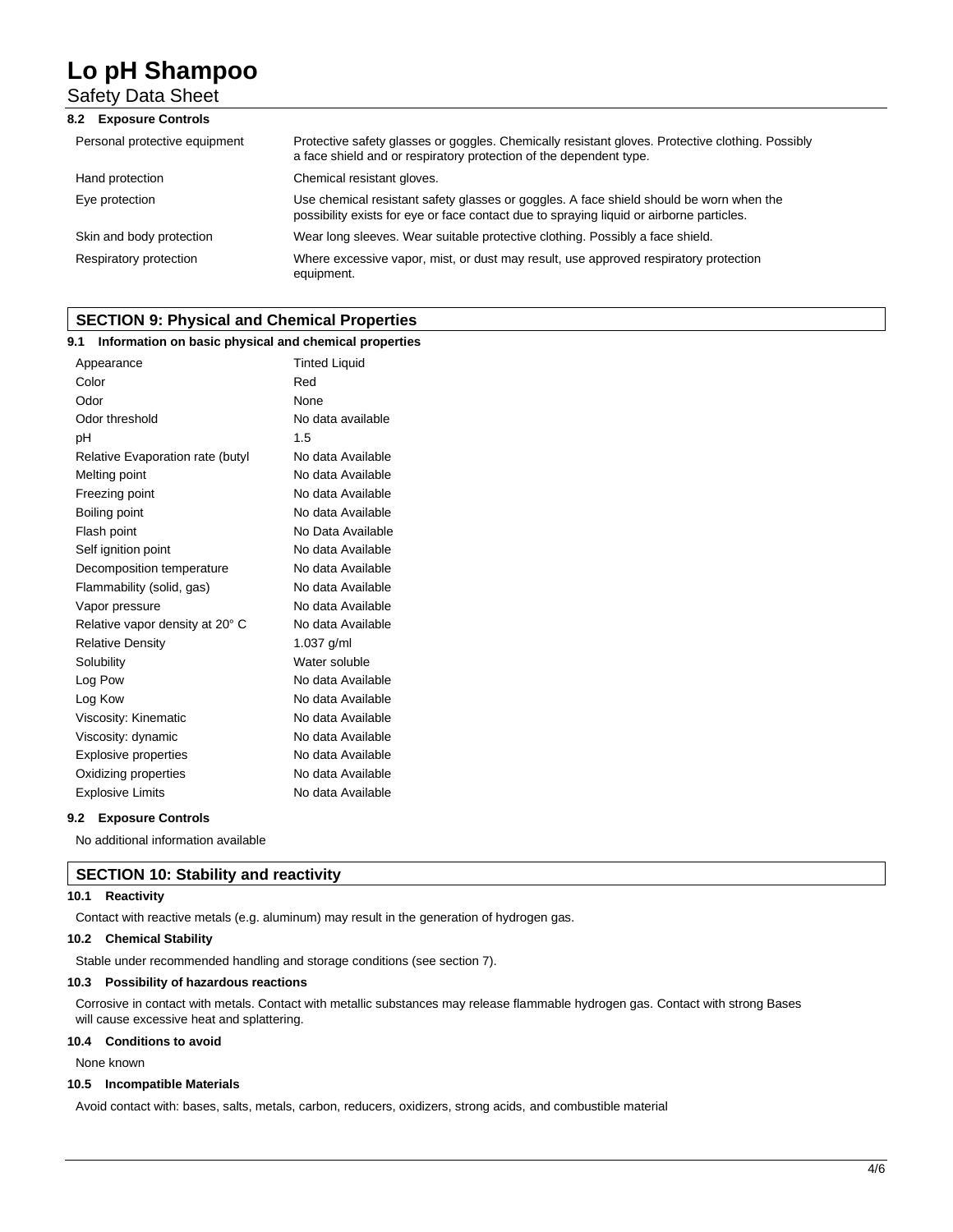### 8.2 Exposure Controls

| | |
|---|---|
| Personal protective equipment | Protective safety glasses or goggles. Chemically resistant gloves. Protective clothing. Possibly a face shield and or respiratory protection of the dependent type. |
| Hand protection | Chemical resistant gloves. |
| Eye protection | Use chemical resistant safety glasses or goggles. A face shield should be worn when the possibility exists for eye or face contact due to spraying liquid or airborne particles. |
| Skin and body protection | Wear long sleeves. Wear suitable protective clothing. Possibly a face shield. |
| Respiratory protection | Where excessive vapor, mist, or dust may result, use approved respiratory protection equipment. |

## SECTION 9: Physical and Chemical Properties

### 9.1 Information on basic physical and chemical properties

| | |
|---|---|
| Appearance | Tinted Liquid |
| Color | Red |
| Odor | None |
| Odor threshold | No data available |
| pH | 1.5 |
| Relative Evaporation rate (butyl | No data Available |
| Melting point | No data Available |
| Freezing point | No data Available |
| Boiling point | No data Available |
| Flash point | No Data Available |
| Self ignition point | No data Available |
| Decomposition temperature | No data Available |
| Flammability (solid, gas) | No data Available |
| Vapor pressure | No data Available |
| Relative vapor density at 20° C | No data Available |
| Relative Density | 1.037 g/ml |
| Solubility | Water soluble |
| Log Pow | No data Available |
| Log Kow | No data Available |
| Viscosity: Kinematic | No data Available |
| Viscosity: dynamic | No data Available |
| Explosive properties | No data Available |
| Oxidizing properties | No data Available |
| Explosive Limits | No data Available |

### 9.2 Exposure Controls

No additional information available

## SECTION 10: Stability and reactivity

### 10.1 Reactivity

Contact with reactive metals (e.g. aluminum) may result in the generation of hydrogen gas.

### 10.2 Chemical Stability

Stable under recommended handling and storage conditions (see section 7).

### 10.3 Possibility of hazardous reactions

Corrosive in contact with metals. Contact with metallic substances may release flammable hydrogen gas. Contact with strong Bases will cause excessive heat and splattering.

### 10.4 Conditions to avoid

None known

### 10.5 Incompatible Materials

Avoid contact with: bases, salts, metals, carbon, reducers, oxidizers, strong acids, and combustible material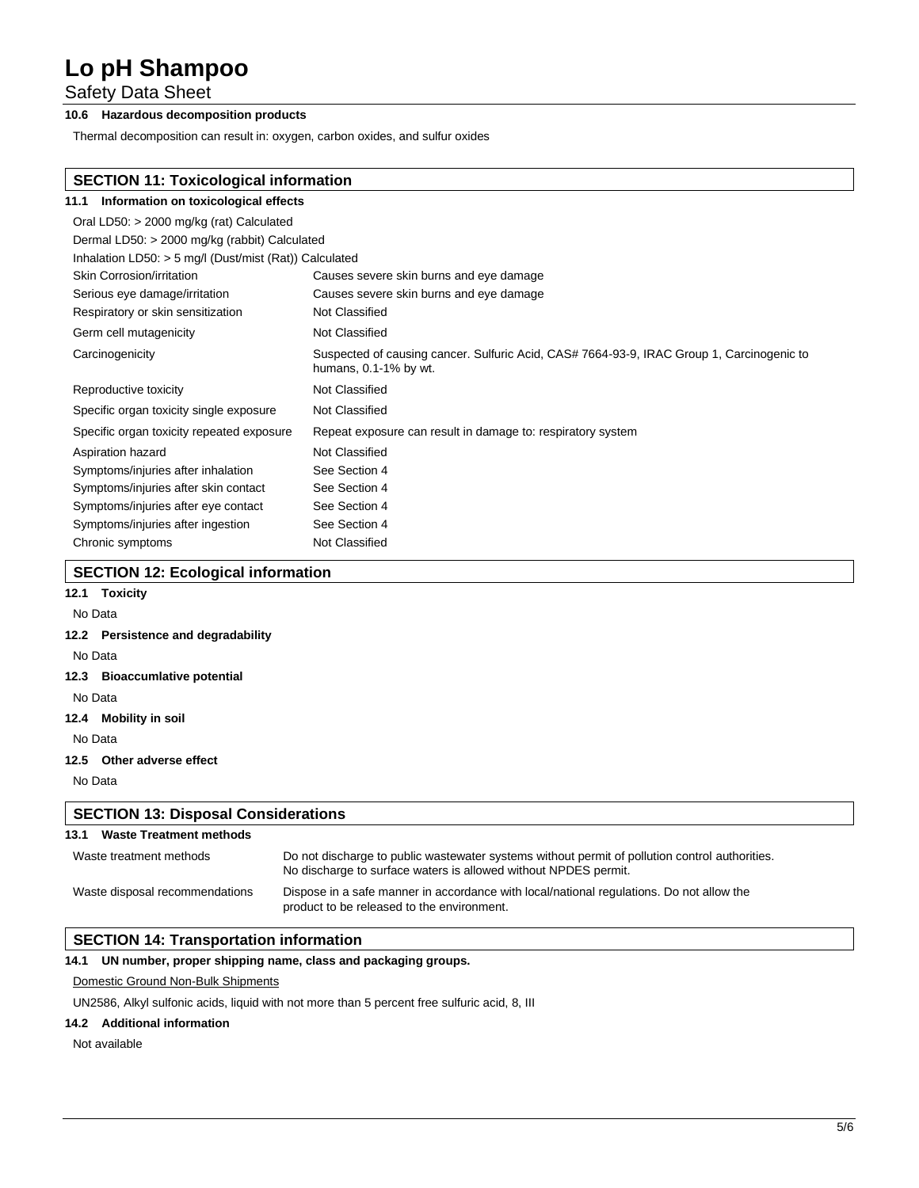### 10.6 Hazardous decomposition products

Thermal decomposition can result in: oxygen, carbon oxides, and sulfur oxides

## SECTION 11: Toxicological information

### 11.1 Information on toxicological effects

Oral LD50: > 2000 mg/kg (rat) Calculated

Dermal LD50: > 2000 mg/kg (rabbit) Calculated

Inhalation LD50: > 5 mg/l (Dust/mist (Rat)) Calculated

| | |
|---|---|
| Skin Corrosion/irritation | Causes severe skin burns and eye damage |
| Serious eye damage/irritation | Causes severe skin burns and eye damage |
| Respiratory or skin sensitization | Not Classified |
| Germ cell mutagenicity | Not Classified |
| Carcinogenicity | Suspected of causing cancer. Sulfuric Acid, CAS# 7664-93-9, IRAC Group 1, Carcinogenic to humans, 0.1-1% by wt. |
| Reproductive toxicity | Not Classified |
| Specific organ toxicity single exposure | Not Classified |
| Specific organ toxicity repeated exposure | Repeat exposure can result in damage to: respiratory system |
| Aspiration hazard | Not Classified |
| Symptoms/injuries after inhalation | See Section 4 |
| Symptoms/injuries after skin contact | See Section 4 |
| Symptoms/injuries after eye contact | See Section 4 |
| Symptoms/injuries after ingestion | See Section 4 |
| Chronic symptoms | Not Classified |

## SECTION 12: Ecological information

### 12.1 Toxicity

No Data

### 12.2 Persistence and degradability

No Data

### 12.3 Bioaccumlative potential

No Data

### 12.4 Mobility in soil

No Data

### 12.5 Other adverse effect

No Data

## SECTION 13: Disposal Considerations

### 13.1 Waste Treatment methods

| | |
|---|---|
| Waste treatment methods | Do not discharge to public wastewater systems without permit of pollution control authorities. No discharge to surface waters is allowed without NPDES permit. |
| Waste disposal recommendations | Dispose in a safe manner in accordance with local/national regulations. Do not allow the product to be released to the environment. |

## SECTION 14: Transportation information

### 14.1 UN number, proper shipping name, class and packaging groups.

Domestic Ground Non-Bulk Shipments

UN2586, Alkyl sulfonic acids, liquid with not more than 5 percent free sulfuric acid, 8, III

### 14.2 Additional information

Not available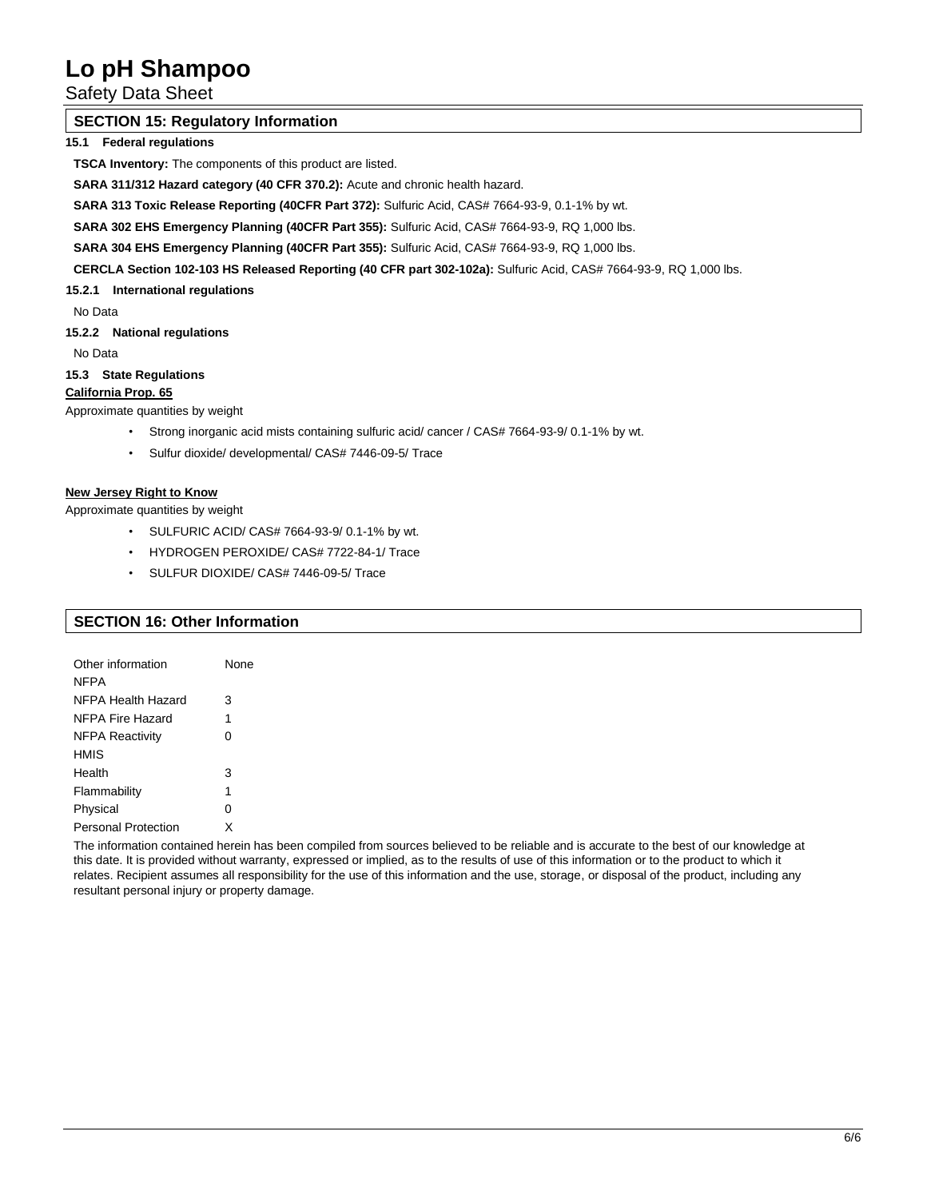## SECTION 15: Regulatory Information

### 15.1 Federal regulations

**TSCA Inventory:** The components of this product are listed.

**SARA 311/312 Hazard category (40 CFR 370.2):** Acute and chronic health hazard.

**SARA 313 Toxic Release Reporting (40CFR Part 372):** Sulfuric Acid, CAS# 7664-93-9, 0.1-1% by wt.

**SARA 302 EHS Emergency Planning (40CFR Part 355):** Sulfuric Acid, CAS# 7664-93-9, RQ 1,000 lbs.

**SARA 304 EHS Emergency Planning (40CFR Part 355):** Sulfuric Acid, CAS# 7664-93-9, RQ 1,000 lbs.

**CERCLA Section 102-103 HS Released Reporting (40 CFR part 302-102a):** Sulfuric Acid, CAS# 7664-93-9, RQ 1,000 lbs.

### 15.2.1 International regulations

No Data

### 15.2.2 National regulations

No Data

### 15.3 State Regulations

**California Prop. 65**

Approximate quantities by weight

- Strong inorganic acid mists containing sulfuric acid/ cancer / CAS# 7664-93-9/ 0.1-1% by wt.
- Sulfur dioxide/ developmental/ CAS# 7446-09-5/ Trace

**New Jersey Right to Know**

Approximate quantities by weight

- SULFURIC ACID/ CAS# 7664-93-9/ 0.1-1% by wt.
- HYDROGEN PEROXIDE/ CAS# 7722-84-1/ Trace
- SULFUR DIOXIDE/ CAS# 7446-09-5/ Trace

## SECTION 16: Other Information

| | |
|---|---|
| Other information | None |
| NFPA | |
| NFPA Health Hazard | 3 |
| NFPA Fire Hazard | 1 |
| NFPA Reactivity | 0 |
| HMIS | |
| Health | 3 |
| Flammability | 1 |
| Physical | 0 |
| Personal Protection | X |

The information contained herein has been compiled from sources believed to be reliable and is accurate to the best of our knowledge at this date. It is provided without warranty, expressed or implied, as to the results of use of this information or to the product to which it relates. Recipient assumes all responsibility for the use of this information and the use, storage, or disposal of the product, including any resultant personal injury or property damage.